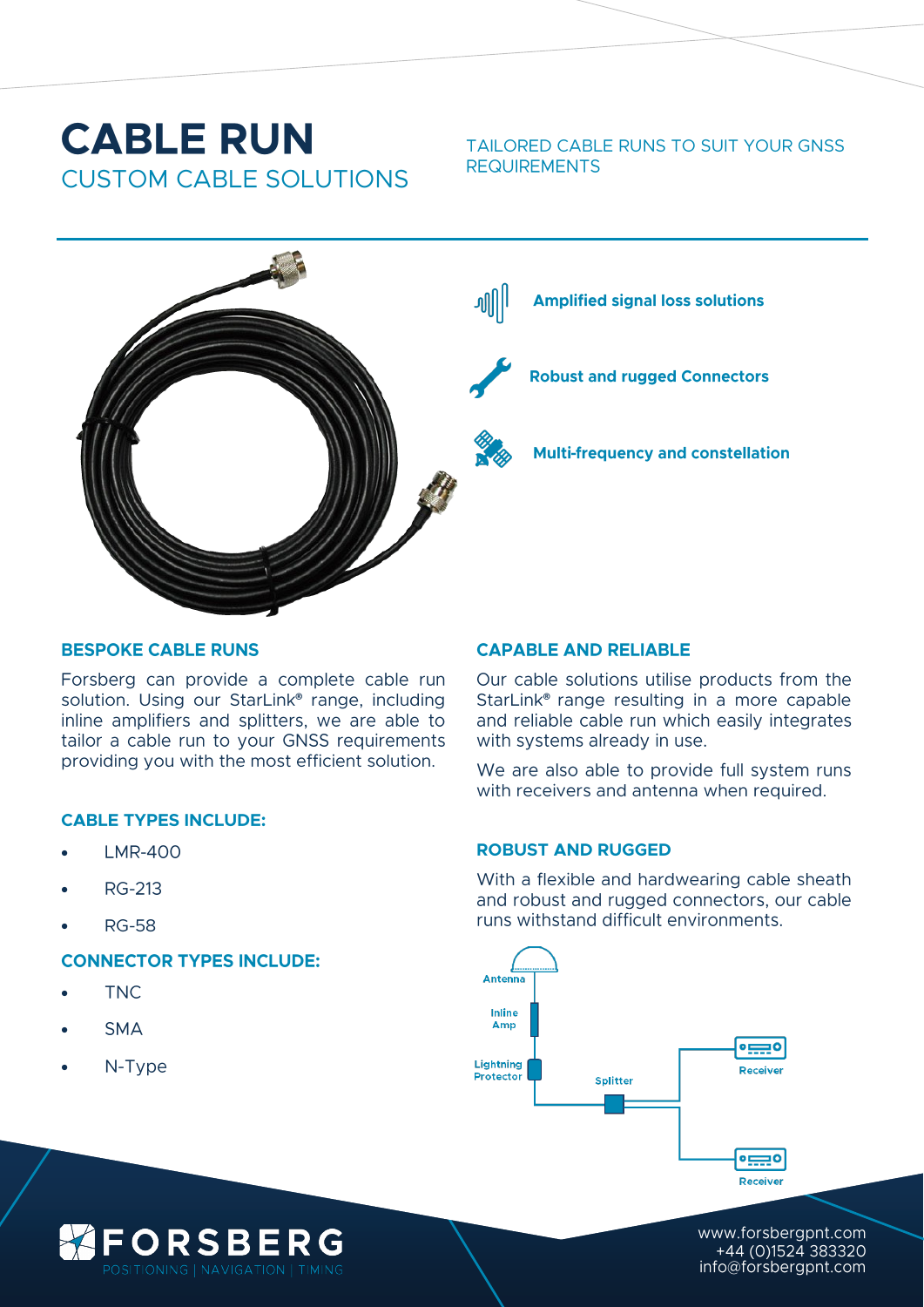# CABLE RUN

## CUSTOM CABLE SOLUTIONS

TAILORED CABLE RUNS TO SUIT YOUR GNSS REQUIREMENTS

**Amplified signal loss solutions**

**Robust and rugged Connectors**

**Multi-frequency and constellation**

### BESPOKE CABLE RUNS

Forsberg can provide a complete cable run solution. Using our StarLink® range, including inline amplifiers and splitters, we are able to tailor a cable run to your GNSS requirements providing you with the most efficient solution.

### CABLE TYPES INCLUDE:

- LMR-400
- RG-213
- RG-58

### CONNECTOR TYPES INCLUDE:

- TNC
- SMA
- N-Type

### CAPABLE AND RELIABLE

Our cable solutions utilise products from the StarLink® range resulting in a more capable and reliable cable run which easily integrates with systems already in use.

We are also able to provide full system runs with receivers and antenna when required.

### ROBUST AND RUGGED

With a flexible and hardwearing cable sheath and robust and rugged connectors, our cable runs withstand difficult environments.

Antenna
Inline Amp
Lightning Protector
Splitter
Receiver
Receiver

FORSBERG
POSITIONING | NAVIGATION | TIMING

www.forsbergpnt.com
+44 (0)1524 383320
info@forsbergpnt.com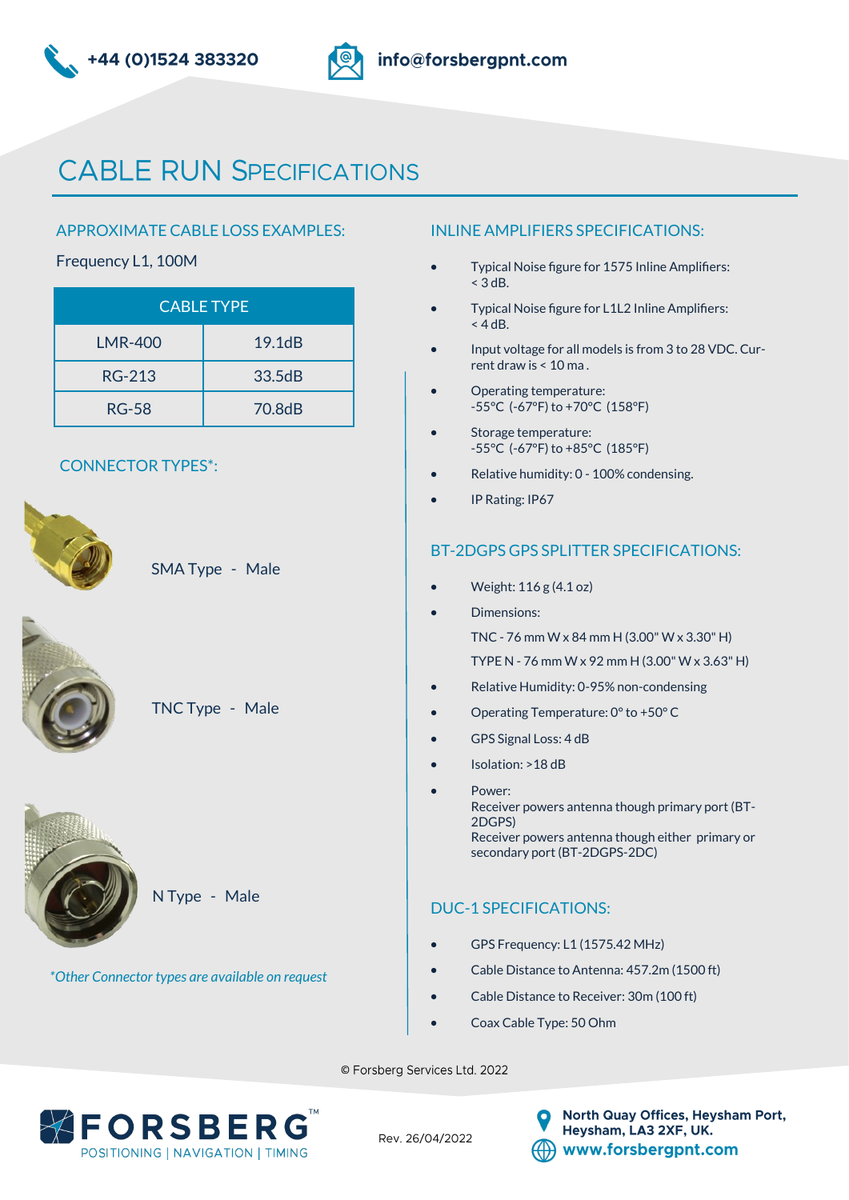# CABLE RUN SPECIFICATIONS

## APPROXIMATE CABLE LOSS EXAMPLES:

Frequency L1, 100M

| CABLE TYPE | |
|---|---|
| LMR-400 | 19.1dB |
| RG-213 | 33.5dB |
| RG-58 | 70.8dB |

## CONNECTOR TYPES*:

SMA Type - Male

TNC Type - Male

N Type - Male

*\*Other Connector types are available on request*

## INLINE AMPLIFIERS SPECIFICATIONS:

- Typical Noise figure for 1575 Inline Amplifiers: < 3 dB.
- Typical Noise figure for L1L2 Inline Amplifiers: < 4 dB.
- Input voltage for all models is from 3 to 28 VDC. Current draw is < 10 ma .
- Operating temperature: -55°C (-67°F) to +70°C (158°F)
- Storage temperature: -55°C (-67°F) to +85°C (185°F)
- Relative humidity: 0 - 100% condensing.
- IP Rating: IP67

## BT-2DGPS GPS SPLITTER SPECIFICATIONS:

- Weight: 116 g (4.1 oz)
- Dimensions:

  TNC - 76 mm W x 84 mm H (3.00" W x 3.30" H)

  TYPE N - 76 mm W x 92 mm H (3.00" W x 3.63" H)
- Relative Humidity: 0-95% non-condensing
- Operating Temperature: 0° to +50° C
- GPS Signal Loss: 4 dB
- Isolation: >18 dB
- Power:
  Receiver powers antenna though primary port (BT-2DGPS)
  Receiver powers antenna though either primary or secondary port (BT-2DGPS-2DC)

## DUC-1 SPECIFICATIONS:

- GPS Frequency: L1 (1575.42 MHz)
- Cable Distance to Antenna: 457.2m (1500 ft)
- Cable Distance to Receiver: 30m (100 ft)
- Coax Cable Type: 50 Ohm